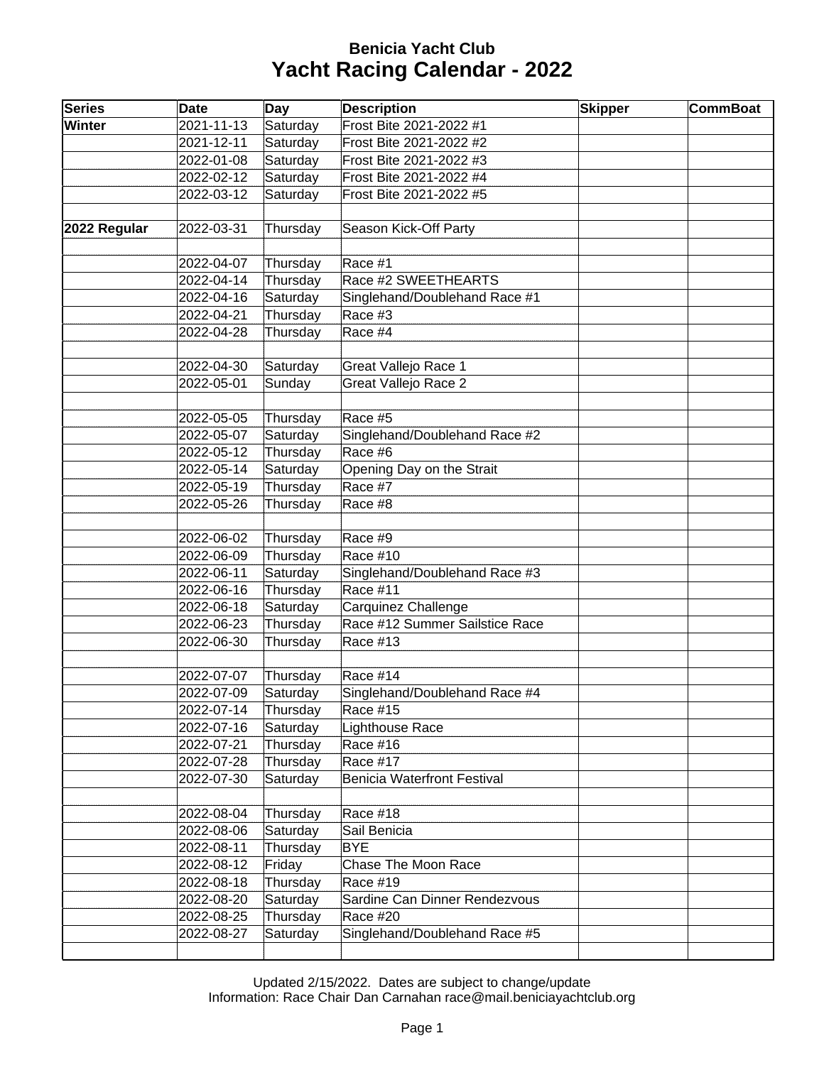# Benicia Yacht Club

## Yacht Racing Calendar - 2022

| Series | Date | Day | Description | Skipper | CommBoat |
|---|---|---|---|---|---|
| **Winter** | 2021-11-13 | Saturday | Frost Bite 2021-2022 #1 | | |
| | 2021-12-11 | Saturday | Frost Bite 2021-2022 #2 | | |
| | 2022-01-08 | Saturday | Frost Bite 2021-2022 #3 | | |
| | 2022-02-12 | Saturday | Frost Bite 2021-2022 #4 | | |
| | 2022-03-12 | Saturday | Frost Bite 2021-2022 #5 | | |
| | | | | | |
| **2022 Regular** | 2022-03-31 | Thursday | Season Kick-Off Party | | |
| | | | | | |
| | 2022-04-07 | Thursday | Race #1 | | |
| | 2022-04-14 | Thursday | Race #2 SWEETHEARTS | | |
| | 2022-04-16 | Saturday | Singlehand/Doublehand Race #1 | | |
| | 2022-04-21 | Thursday | Race #3 | | |
| | 2022-04-28 | Thursday | Race #4 | | |
| | | | | | |
| | 2022-04-30 | Saturday | Great Vallejo Race 1 | | |
| | 2022-05-01 | Sunday | Great Vallejo Race 2 | | |
| | | | | | |
| | 2022-05-05 | Thursday | Race #5 | | |
| | 2022-05-07 | Saturday | Singlehand/Doublehand Race #2 | | |
| | 2022-05-12 | Thursday | Race #6 | | |
| | 2022-05-14 | Saturday | Opening Day on the Strait | | |
| | 2022-05-19 | Thursday | Race #7 | | |
| | 2022-05-26 | Thursday | Race #8 | | |
| | | | | | |
| | 2022-06-02 | Thursday | Race #9 | | |
| | 2022-06-09 | Thursday | Race #10 | | |
| | 2022-06-11 | Saturday | Singlehand/Doublehand Race #3 | | |
| | 2022-06-16 | Thursday | Race #11 | | |
| | 2022-06-18 | Saturday | Carquinez Challenge | | |
| | 2022-06-23 | Thursday | Race #12 Summer Sailstice Race | | |
| | 2022-06-30 | Thursday | Race #13 | | |
| | | | | | |
| | 2022-07-07 | Thursday | Race #14 | | |
| | 2022-07-09 | Saturday | Singlehand/Doublehand Race #4 | | |
| | 2022-07-14 | Thursday | Race #15 | | |
| | 2022-07-16 | Saturday | Lighthouse Race | | |
| | 2022-07-21 | Thursday | Race #16 | | |
| | 2022-07-28 | Thursday | Race #17 | | |
| | 2022-07-30 | Saturday | Benicia Waterfront Festival | | |
| | | | | | |
| | 2022-08-04 | Thursday | Race #18 | | |
| | 2022-08-06 | Saturday | Sail Benicia | | |
| | 2022-08-11 | Thursday | BYE | | |
| | 2022-08-12 | Friday | Chase The Moon Race | | |
| | 2022-08-18 | Thursday | Race #19 | | |
| | 2022-08-20 | Saturday | Sardine Can Dinner Rendezvous | | |
| | 2022-08-25 | Thursday | Race #20 | | |
| | 2022-08-27 | Saturday | Singlehand/Doublehand Race #5 | | |
| | | | | | |

Updated 2/15/2022. Dates are subject to change/update
Information: Race Chair Dan Carnahan race@mail.beniciayachtclub.org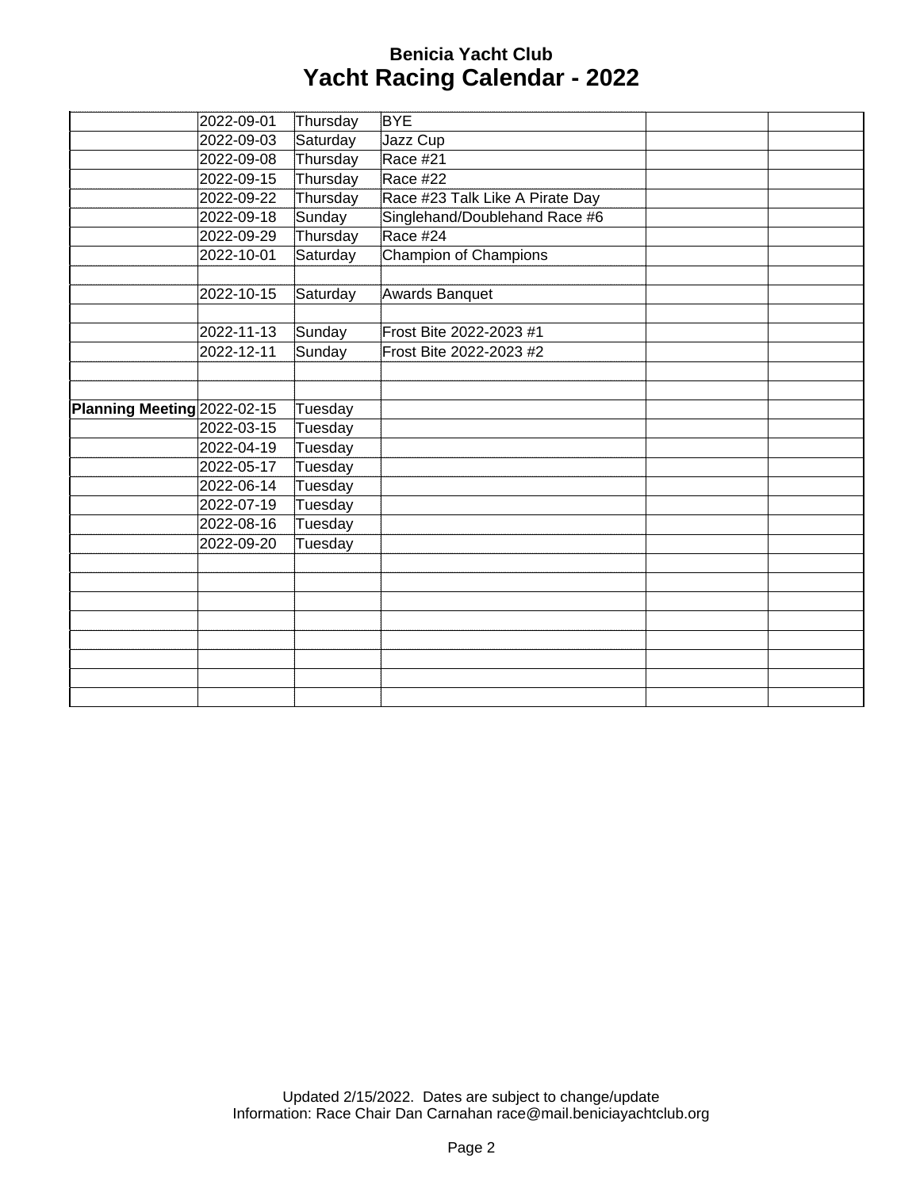# Benicia Yacht Club
## Yacht Racing Calendar - 2022

| | | | | | |
|---|---|---|---|---|---|
| | 2022-09-01 | Thursday | BYE | | |
| | 2022-09-03 | Saturday | Jazz Cup | | |
| | 2022-09-08 | Thursday | Race #21 | | |
| | 2022-09-15 | Thursday | Race #22 | | |
| | 2022-09-22 | Thursday | Race #23 Talk Like A Pirate Day | | |
| | 2022-09-18 | Sunday | Singlehand/Doublehand Race #6 | | |
| | 2022-09-29 | Thursday | Race #24 | | |
| | 2022-10-01 | Saturday | Champion of Champions | | |
| | | | | | |
| | 2022-10-15 | Saturday | Awards Banquet | | |
| | | | | | |
| | 2022-11-13 | Sunday | Frost Bite 2022-2023 #1 | | |
| | 2022-12-11 | Sunday | Frost Bite 2022-2023 #2 | | |
| | | | | | |
| | | | | | |
| **Planning Meeting** | 2022-02-15 | Tuesday | | | |
| | 2022-03-15 | Tuesday | | | |
| | 2022-04-19 | Tuesday | | | |
| | 2022-05-17 | Tuesday | | | |
| | 2022-06-14 | Tuesday | | | |
| | 2022-07-19 | Tuesday | | | |
| | 2022-08-16 | Tuesday | | | |
| | 2022-09-20 | Tuesday | | | |
| | | | | | |
| | | | | | |
| | | | | | |
| | | | | | |
| | | | | | |
| | | | | | |
| | | | | | |
| | | | | | |

Updated 2/15/2022. Dates are subject to change/update
Information: Race Chair Dan Carnahan race@mail.beniciayachtclub.org